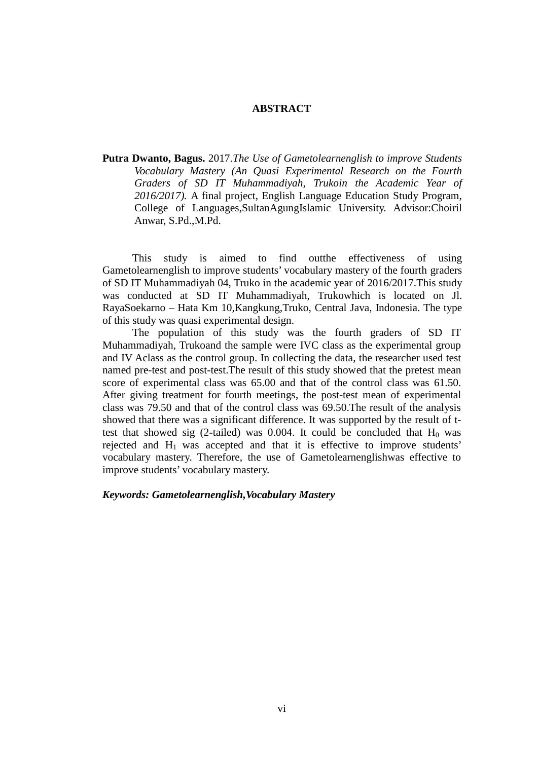# ABSTRACT

**Putra Dwanto, Bagus.** 2017.*The Use of Gametolearnenglish to improve Students Vocabulary Mastery (An Quasi Experimental Research on the Fourth Graders of SD IT Muhammadiyah, Trukoin the Academic Year of 2016/2017).* A final project, English Language Education Study Program, College of Languages,SultanAgungIslamic University. Advisor:Choiril Anwar, S.Pd.,M.Pd.

This study is aimed to find outthe effectiveness of using Gametolearnenglish to improve students' vocabulary mastery of the fourth graders of SD IT Muhammadiyah 04, Truko in the academic year of 2016/2017.This study was conducted at SD IT Muhammadiyah, Trukowhich is located on Jl. RayaSoekarno – Hata Km 10,Kangkung,Truko, Central Java, Indonesia. The type of this study was quasi experimental design.

The population of this study was the fourth graders of SD IT Muhammadiyah, Trukoand the sample were IVC class as the experimental group and IV Aclass as the control group. In collecting the data, the researcher used test named pre-test and post-test.The result of this study showed that the pretest mean score of experimental class was 65.00 and that of the control class was 61.50. After giving treatment for fourth meetings, the post-test mean of experimental class was 79.50 and that of the control class was 69.50.The result of the analysis showed that there was a significant difference. It was supported by the result of t-test that showed sig (2-tailed) was 0.004. It could be concluded that $H_0$ was rejected and $H_1$ was accepted and that it is effective to improve students' vocabulary mastery. Therefore, the use of Gametolearnenglishwas effective to improve students' vocabulary mastery.

***Keywords: Gametolearnenglish,Vocabulary Mastery***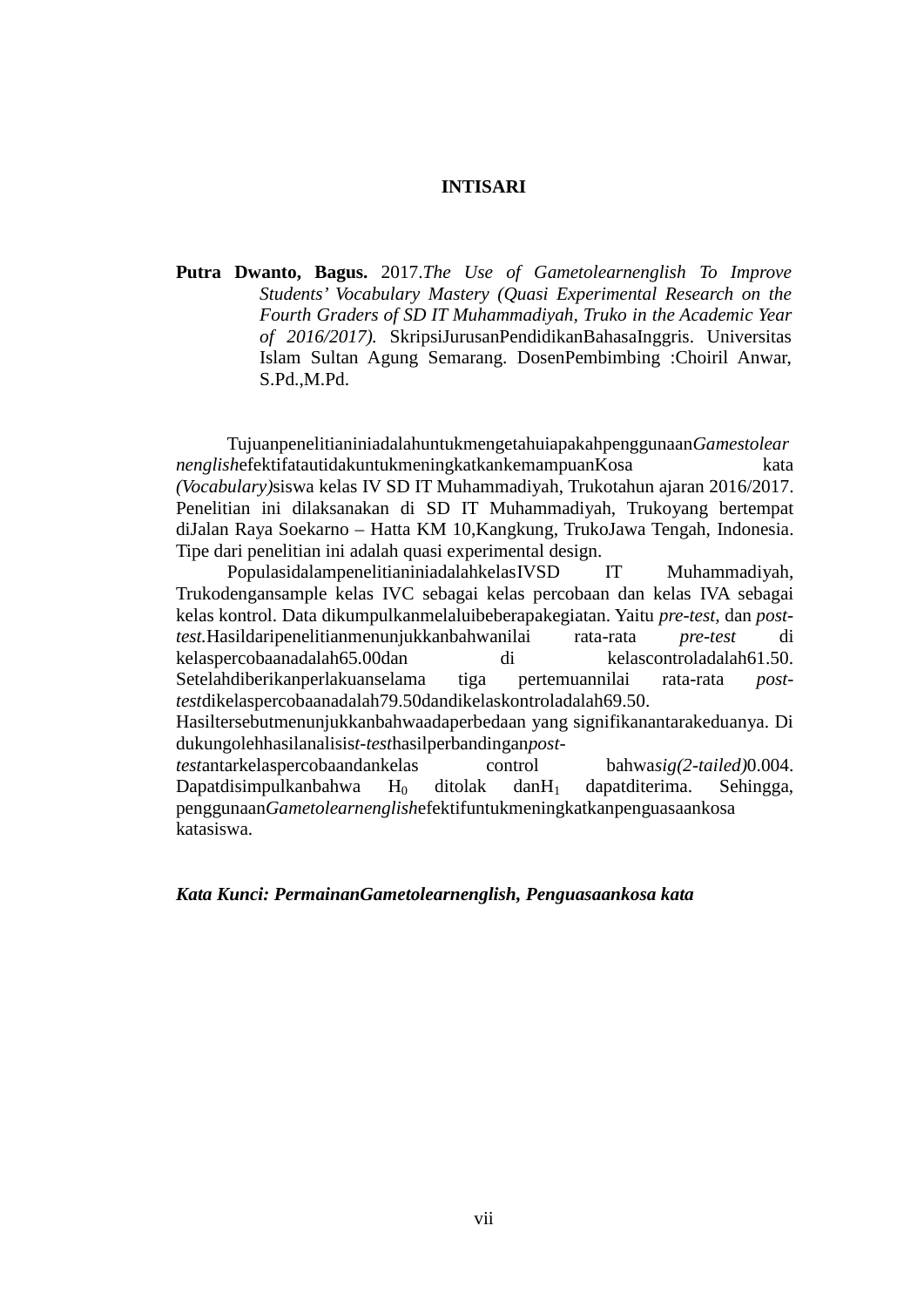# INTISARI

**Putra Dwanto, Bagus.** 2017.*The Use of Gametolearnenglish To Improve Students' Vocabulary Mastery (Quasi Experimental Research on the Fourth Graders of SD IT Muhammadiyah, Truko in the Academic Year of 2016/2017).* SkripsiJurusanPendidikanBahasaInggris. Universitas Islam Sultan Agung Semarang. DosenPembimbing :Choiril Anwar, S.Pd.,M.Pd.

Tujuanpenelitianiniadalahuntukmengetahuiapakahpenggunaan*Gamestolearnenglish*efektifatautidakuntukmeningkatkankemampuanKosa kata *(Vocabulary)*siswa kelas IV SD IT Muhammadiyah, Trukotahun ajaran 2016/2017. Penelitian ini dilaksanakan di SD IT Muhammadiyah, Trukoyang bertempat diJalan Raya Soekarno – Hatta KM 10,Kangkung, TrukoJawa Tengah, Indonesia. Tipe dari penelitian ini adalah quasi experimental design.

PopulasidalampenelitianiniadalahkelasIVSD IT Muhammadiyah, Trukodengansample kelas IVC sebagai kelas percobaan dan kelas IVA sebagai kelas kontrol. Data dikumpulkanmelaluibeberapakegiatan. Yaitu *pre-test*, dan *post-test.*Hasildaripenelitianmenunjukkanbahwanilai rata-rata *pre-test* di kelaspercobaanadalah65.00dan di kelascontroladalah61.50. Setelahdiberikanperlakuanselama tiga pertemuannilai rata-rata *post-test*dikelaspercobaanadalah79.50dandikelaskontroladalah69.50. Hasiltersebutmenunjukkanbahwaadaperbedaan yang signifikanantarakeduanya. Di dukungolehhasilanalisis*t-test*hasilperbandingan*post-test*antarkelaspercobaandankelas control bahwa*sig(2-tailed)*0.004. Dapatdisimpulkanbahwa $H_0$ ditolak dan$H_1$ dapatditerima. Sehingga, penggunaan*Gametolearnenglish*efektifuntukmeningkatkanpenguasaankosa katasiswa.

***Kata Kunci: PermainanGametolearnenglish, Penguasaankosa kata***